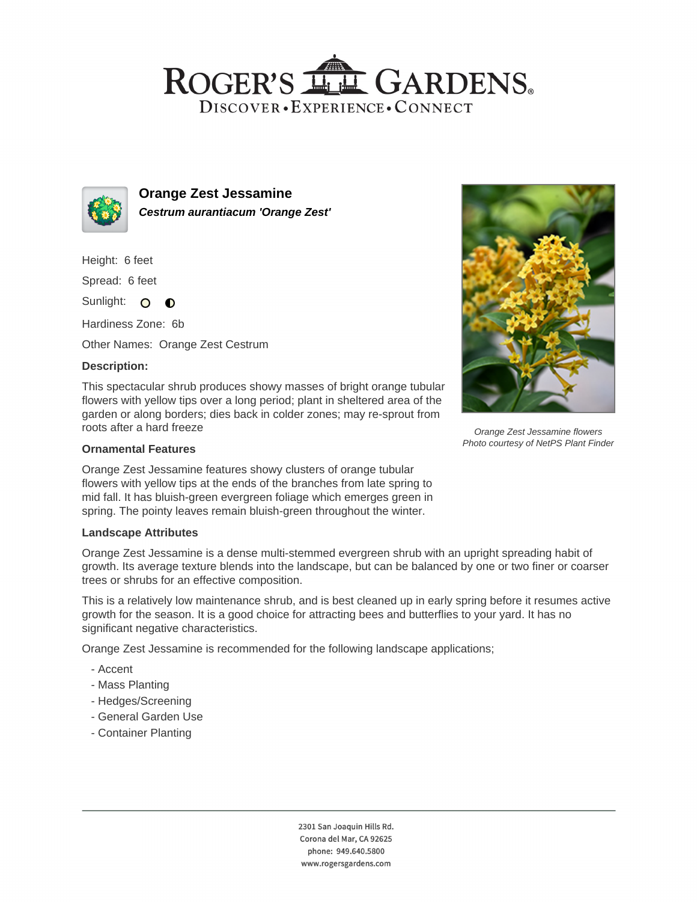# ROGER'S GARDENS

DISCOVER • EXPERIENCE • CONNECT

## Orange Zest Jessamine

***Cestrum aurantiacum 'Orange Zest'***

Height: 6 feet

Spread: 6 feet

Sunlight: ○ ◐

Hardiness Zone: 6b

Other Names: Orange Zest Cestrum

### Description:

This spectacular shrub produces showy masses of bright orange tubular flowers with yellow tips over a long period; plant in sheltered area of the garden or along borders; dies back in colder zones; may re-sprout from roots after a hard freeze

*Orange Zest Jessamine flowers*
*Photo courtesy of NetPS Plant Finder*

### Ornamental Features

Orange Zest Jessamine features showy clusters of orange tubular flowers with yellow tips at the ends of the branches from late spring to mid fall. It has bluish-green evergreen foliage which emerges green in spring. The pointy leaves remain bluish-green throughout the winter.

### Landscape Attributes

Orange Zest Jessamine is a dense multi-stemmed evergreen shrub with an upright spreading habit of growth. Its average texture blends into the landscape, but can be balanced by one or two finer or coarser trees or shrubs for an effective composition.

This is a relatively low maintenance shrub, and is best cleaned up in early spring before it resumes active growth for the season. It is a good choice for attracting bees and butterflies to your yard. It has no significant negative characteristics.

Orange Zest Jessamine is recommended for the following landscape applications;

- Accent
- Mass Planting
- Hedges/Screening
- General Garden Use
- Container Planting

2301 San Joaquin Hills Rd.
Corona del Mar, CA 92625
phone: 949.640.5800
www.rogersgardens.com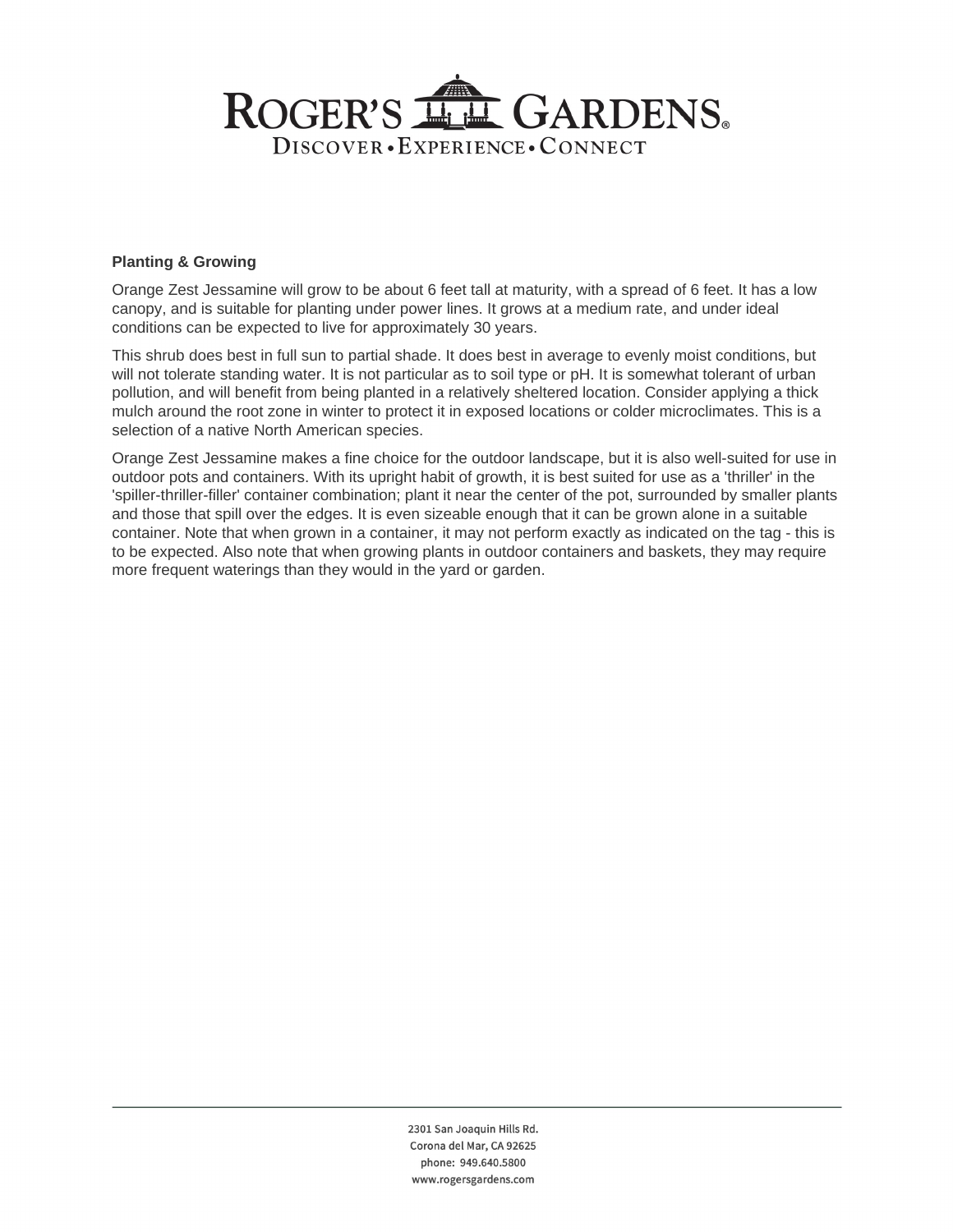## Planting & Growing

Orange Zest Jessamine will grow to be about 6 feet tall at maturity, with a spread of 6 feet. It has a low canopy, and is suitable for planting under power lines. It grows at a medium rate, and under ideal conditions can be expected to live for approximately 30 years.

This shrub does best in full sun to partial shade. It does best in average to evenly moist conditions, but will not tolerate standing water. It is not particular as to soil type or pH. It is somewhat tolerant of urban pollution, and will benefit from being planted in a relatively sheltered location. Consider applying a thick mulch around the root zone in winter to protect it in exposed locations or colder microclimates. This is a selection of a native North American species.

Orange Zest Jessamine makes a fine choice for the outdoor landscape, but it is also well-suited for use in outdoor pots and containers. With its upright habit of growth, it is best suited for use as a 'thriller' in the 'spiller-thriller-filler' container combination; plant it near the center of the pot, surrounded by smaller plants and those that spill over the edges. It is even sizeable enough that it can be grown alone in a suitable container. Note that when grown in a container, it may not perform exactly as indicated on the tag - this is to be expected. Also note that when growing plants in outdoor containers and baskets, they may require more frequent waterings than they would in the yard or garden.